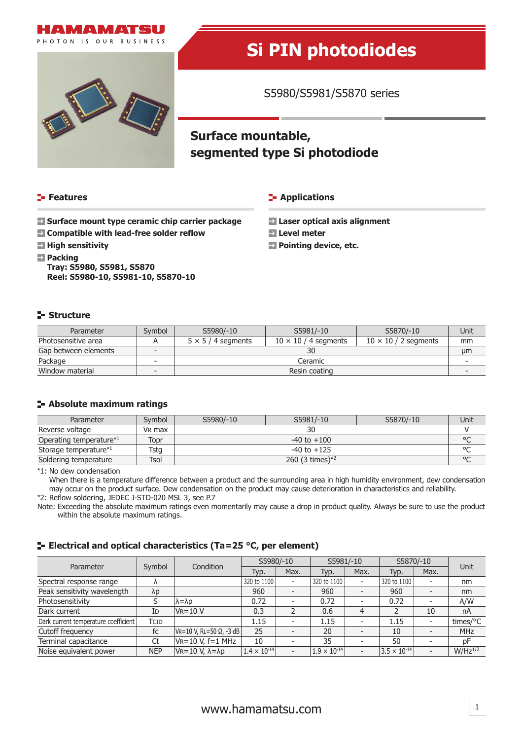HAMAMATSU
PHOTON IS OUR BUSINESS

# Si PIN photodiodes

S5980/S5981/S5870 series

## Surface mountable, segmented type Si photodiode

## Features

- **Surface mount type ceramic chip carrier package**
- **Compatible with lead-free solder reflow**
- **High sensitivity**
- **Packing**
  **Tray: S5980, S5981, S5870**
  **Reel: S5980-10, S5981-10, S5870-10**

## Applications

- **Laser optical axis alignment**
- **Level meter**
- **Pointing device, etc.**

## Structure

| Parameter | Symbol | S5980/-10 | S5981/-10 | S5870/-10 | Unit |
|---|---|---|---|---|---|
| Photosensitive area | A | 5 × 5 / 4 segments | 10 × 10 / 4 segments | 10 × 10 / 2 segments | mm |
| Gap between elements | - | 30 | | | µm |
| Package | - | Ceramic | | | - |
| Window material | - | Resin coating | | | - |

## Absolute maximum ratings

| Parameter | Symbol | S5980/-10 | S5981/-10 | S5870/-10 | Unit |
|---|---|---|---|---|---|
| Reverse voltage | $V_R$ max | 30 | | | V |
| Operating temperature*1 | Topr | -40 to +100 | | | °C |
| Storage temperature*1 | Tstg | -40 to +125 | | | °C |
| Soldering temperature | Tsol | 260 (3 times)*2 | | | °C |

*1: No condensation
When there is a temperature difference between a product and the surrounding area in high humidity environment, dew condensation may occur on the product surface. Dew condensation on the product may cause deterioration in characteristics and reliability.
*2: Reflow soldering, JEDEC J-STD-020 MSL 3, see P.7
Note: Exceeding the absolute maximum ratings even momentarily may cause a drop in product quality. Always be sure to use the product within the absolute maximum ratings.

## Electrical and optical characteristics (Ta=25 °C, per element)

| Parameter | Symbol | Condition | S5980/-10 | | S5981/-10 | | S5870/-10 | | Unit |
|---|---|---|---|---|---|---|---|---|---|
| | | | Typ. | Max. | Typ. | Max. | Typ. | Max. | |
| Spectral response range | λ | | 320 to 1100 | - | 320 to 1100 | - | 320 to 1100 | - | nm |
| Peak sensitivity wavelength | λp | | 960 | - | 960 | - | 960 | - | nm |
| Photosensitivity | S | λ=λp | 0.72 | - | 0.72 | - | 0.72 | - | A/W |
| Dark current | $I_D$ | $V_R$=10 V | 0.3 | 2 | 0.6 | 4 | 2 | 10 | nA |
| Dark current temperature coefficient | $T_{CID}$ | | 1.15 | - | 1.15 | - | 1.15 | - | times/°C |
| Cutoff frequency | fc | $V_R$=10 V, $R_L$=50 Ω, -3 dB | 25 | - | 20 | - | 10 | - | MHz |
| Terminal capacitance | Ct | $V_R$=10 V, f=1 MHz | 10 | - | 35 | - | 50 | - | pF |
| Noise equivalent power | NEP | $V_R$=10 V, λ=λp | $1.4 \times 10^{-14}$ | - | $1.9 \times 10^{-14}$ | - | $3.5 \times 10^{-14}$ | - | $W/Hz^{1/2}$ |

www.hamamatsu.com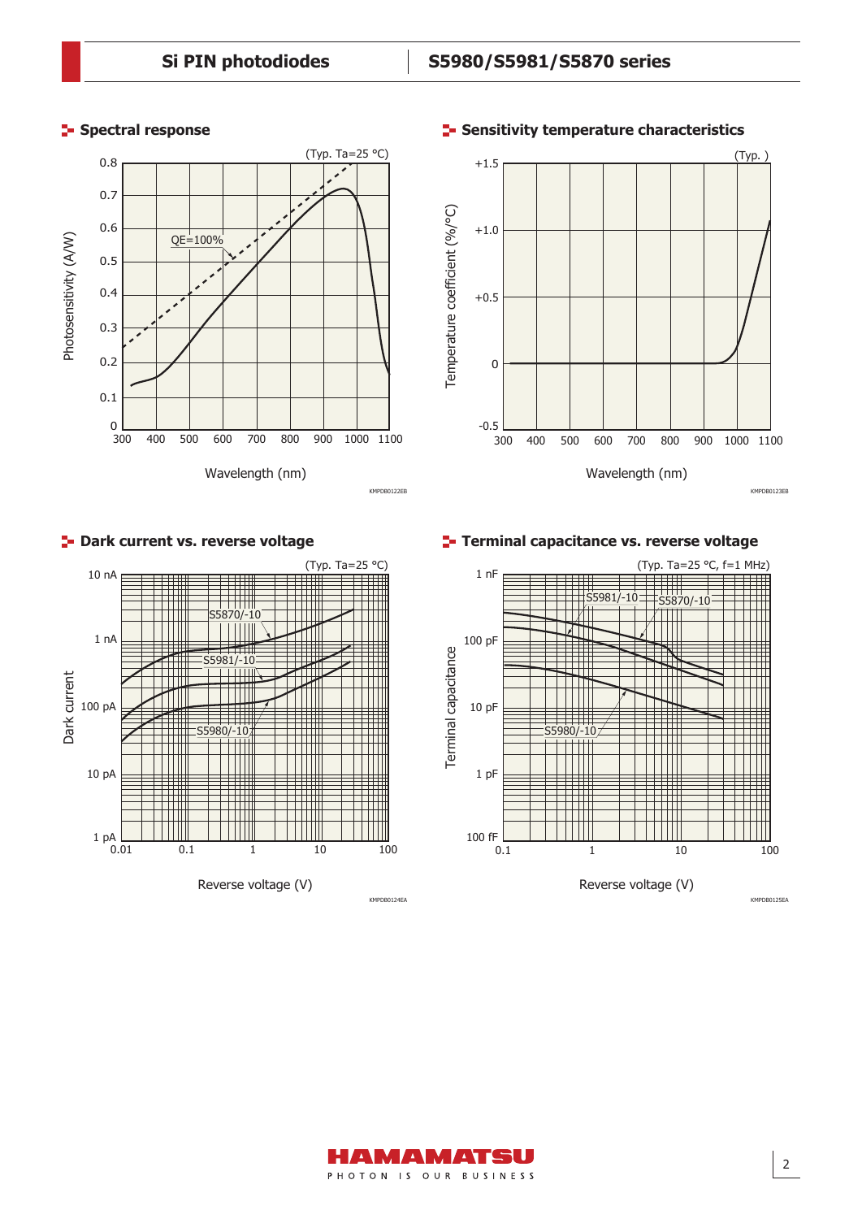## Spectral response

(Typ. Ta=25 °C)

Photosensitivity (A/W) vs. Wavelength (nm)

QE=100%

KMPDB0122EB

## Sensitivity temperature characteristics

(Typ. )

Temperature coefficient (%/°C) vs. Wavelength (nm)

KMPDB0123EB

## Dark current vs. reverse voltage

(Typ. Ta=25 °C)

Dark current vs. Reverse voltage (V)

S5870/-10, S5981/-10, S5980/-10

KMPDB0124EA

## Terminal capacitance vs. reverse voltage

(Typ. Ta=25 °C, f=1 MHz)

Terminal capacitance vs. Reverse voltage (V)

S5981/-10, S5870/-10, S5980/-10

KMPDB0125EA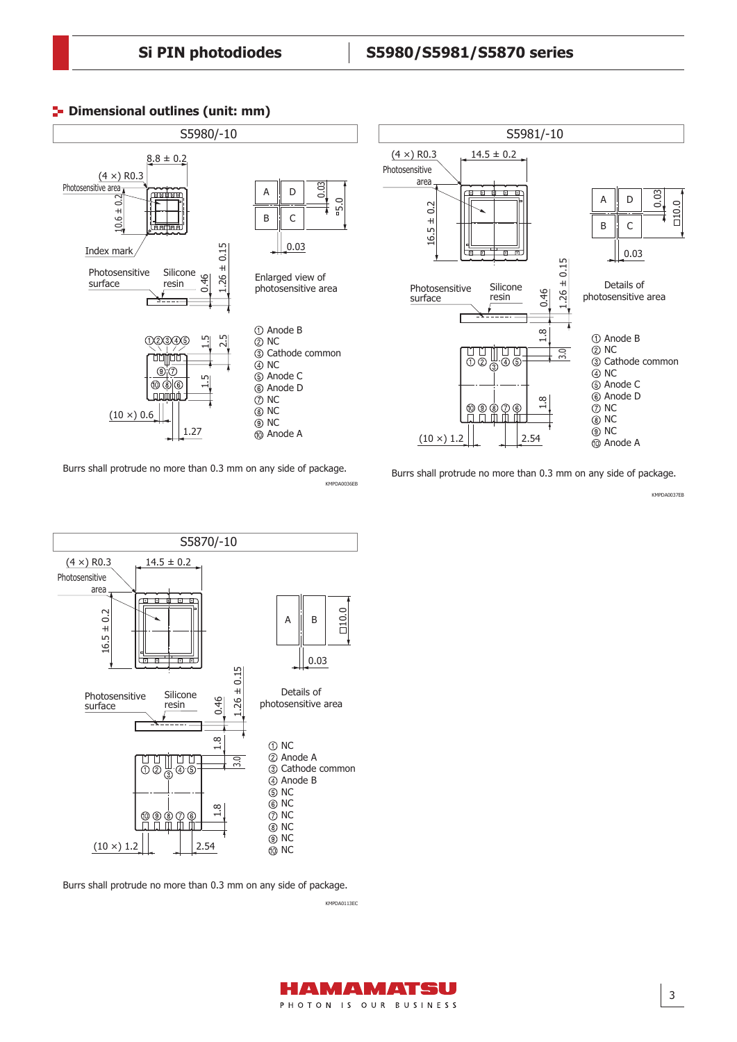## Dimensional outlines (unit: mm)

### S5980/-10

8.8 ± 0.2

(4 ×) R0.3

Photosensitive area

10.6 ± 0.2

Index mark

Photosensitive surface

Silicone resin

0.46

1.26 ± 0.15

Enlarged view of photosensitive area

A D B C

0.03

□5.0

0.03

1.5

2.5

1.5

(10 ×) 0.6

1.27

① Anode B
② NC
③ Cathode common
④ NC
⑤ Anode C
⑥ Anode D
⑦ NC
⑧ NC
⑨ NC
⑩ Anode A

Burrs shall protrude no more than 0.3 mm on any side of package.

KMPDA0036EB

### S5981/-10

(4 ×) R0.3

14.5 ± 0.2

Photosensitive area

16.5 ± 0.2

Photosensitive surface

Silicone resin

0.46

1.26 ± 0.15

Details of photosensitive area

A D B C

0.03

□10.0

0.03

1.8

3.0

1.8

(10 ×) 1.2

2.54

① Anode B
② NC
③ Cathode common
④ NC
⑤ Anode C
⑥ Anode D
⑦ NC
⑧ NC
⑨ NC
⑩ Anode A

Burrs shall protrude no more than 0.3 mm on any side of package.

KMPDA0037EB

### S5870/-10

(4 ×) R0.3

14.5 ± 0.2

Photosensitive area

16.5 ± 0.2

Photosensitive surface

Silicone resin

0.46

1.26 ± 0.15

Details of photosensitive area

A B

□10.0

0.03

1.8

3.0

1.8

(10 ×) 1.2

2.54

① NC
② Anode A
③ Cathode common
④ Anode B
⑤ NC
⑥ NC
⑦ NC
⑧ NC
⑨ NC
⑩ NC

Burrs shall protrude no more than 0.3 mm on any side of package.

KMPDA0113EC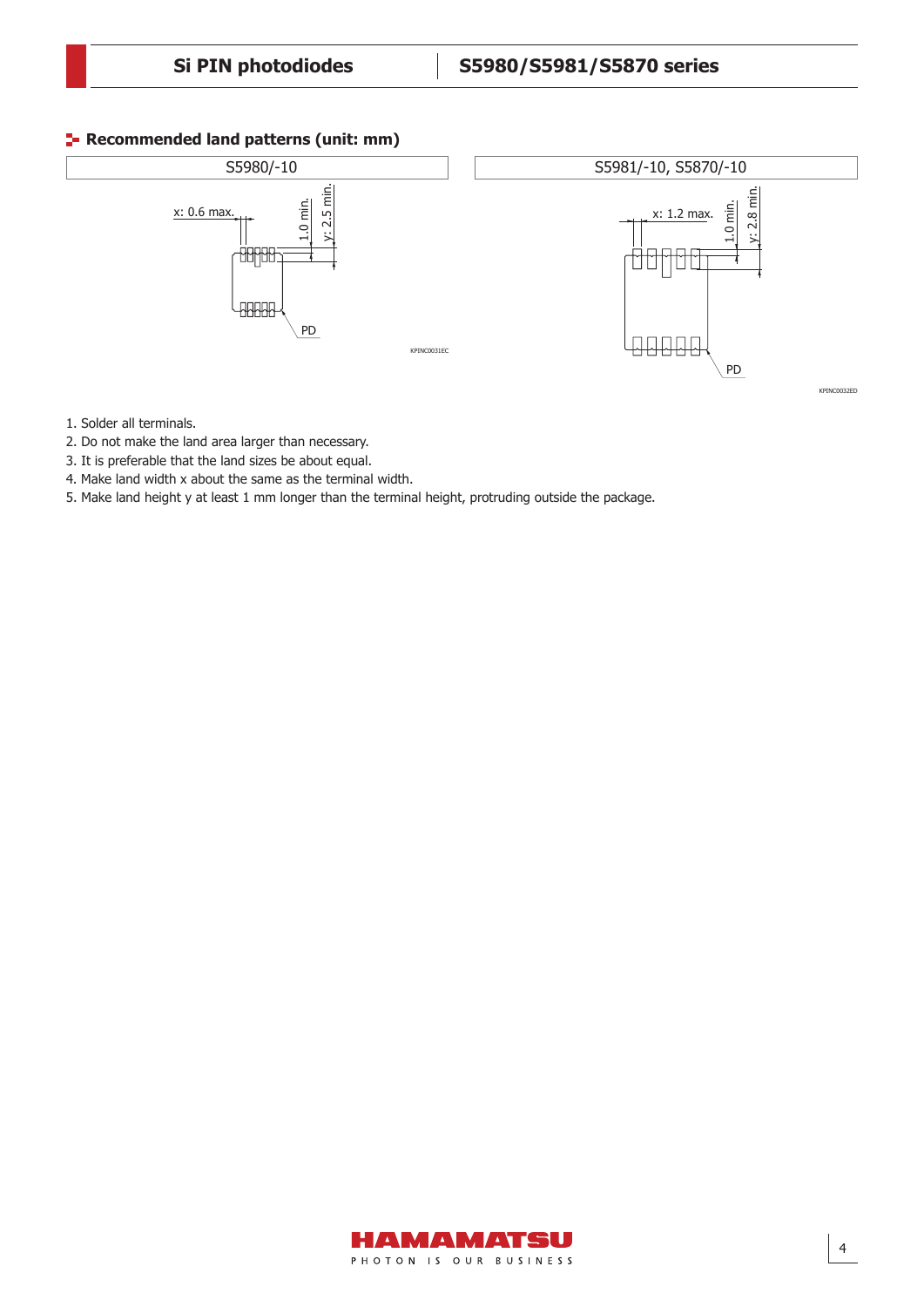## Recommended land patterns (unit: mm)

| S5980/-10 | S5981/-10, S5870/-10 |
| --- | --- |
| x: 0.6 max. | x: 1.2 max. |
| 1.0 min. | 1.0 min. |
| y: 2.5 min. | y: 2.8 min. |
| PD | PD |
| KPINC0031EC | KPINC0032ED |

1. Solder all terminals.
2. Do not make the land area larger than necessary.
3. It is preferable that the land sizes be about equal.
4. Make land width x about the same as the terminal width.
5. Make land height y at least 1 mm longer than the terminal height, protruding outside the package.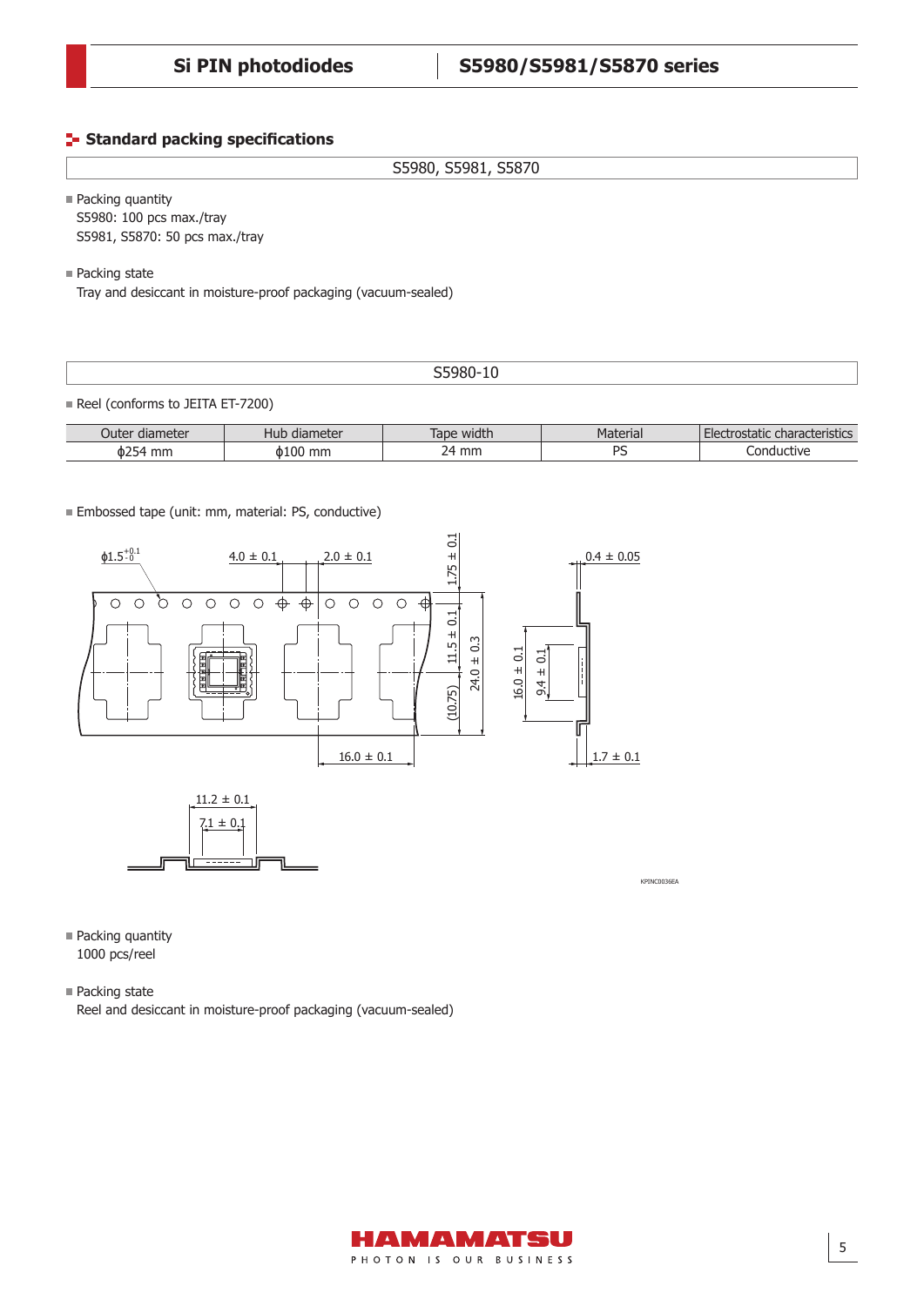## Standard packing specifications

**S5980, S5981, S5870**

- Packing quantity
  S5980: 100 pcs max./tray
  S5981, S5870: 50 pcs max./tray

- Packing state
  Tray and desiccant in moisture-proof packaging (vacuum-sealed)

**S5980-10**

- Reel (conforms to JEITA ET-7200)

| Outer diameter | Hub diameter | Tape width | Material | Electrostatic characteristics |
|---|---|---|---|---|
| ϕ254 mm | ϕ100 mm | 24 mm | PS | Conductive |

- Embossed tape (unit: mm, material: PS, conductive)

ϕ1.5 $^{+0.1}_{-0}$ 4.0 ± 0.1 2.0 ± 0.1 1.75 ± 0.1 11.5 ± 0.1 24.0 ± 0.3 (10.75) 16.0 ± 0.1 0.4 ± 0.05 16.0 ± 0.1 9.4 ± 0.1 1.7 ± 0.1 11.2 ± 0.1 7.1 ± 0.1

KPINC0036EA

- Packing quantity
  1000 pcs/reel

- Packing state
  Reel and desiccant in moisture-proof packaging (vacuum-sealed)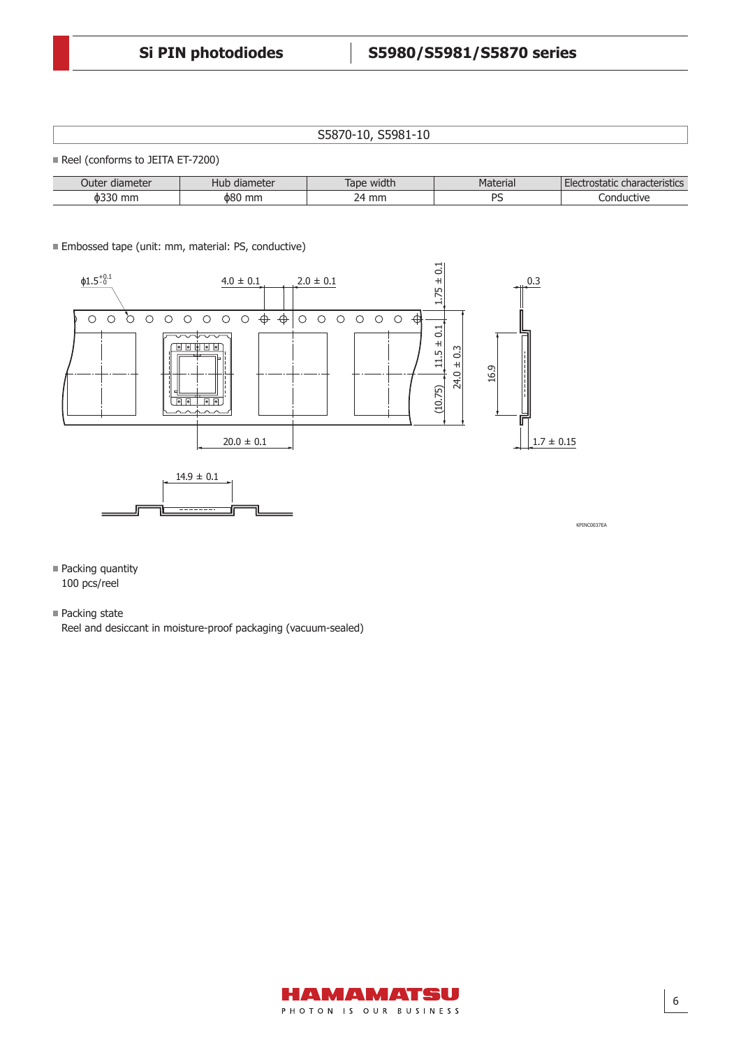## S5870-10, S5981-10

■ Reel (conforms to JEITA ET-7200)

| Outer diameter | Hub diameter | Tape width | Material | Electrostatic characteristics |
|---|---|---|---|---|
| ϕ330 mm | ϕ80 mm | 24 mm | PS | Conductive |

■ Embossed tape (unit: mm, material: PS, conductive)

ϕ1.5 $^{+0.1}_{-0}$

4.0 ± 0.1

2.0 ± 0.1

1.75 ± 0.1

11.5 ± 0.1

24.0 ± 0.3

(10.75)

16.9

0.3

20.0 ± 0.1

1.7 ± 0.15

14.9 ± 0.1

KPINC0037EA

■ Packing quantity

100 pcs/reel

■ Packing state

Reel and desiccant in moisture-proof packaging (vacuum-sealed)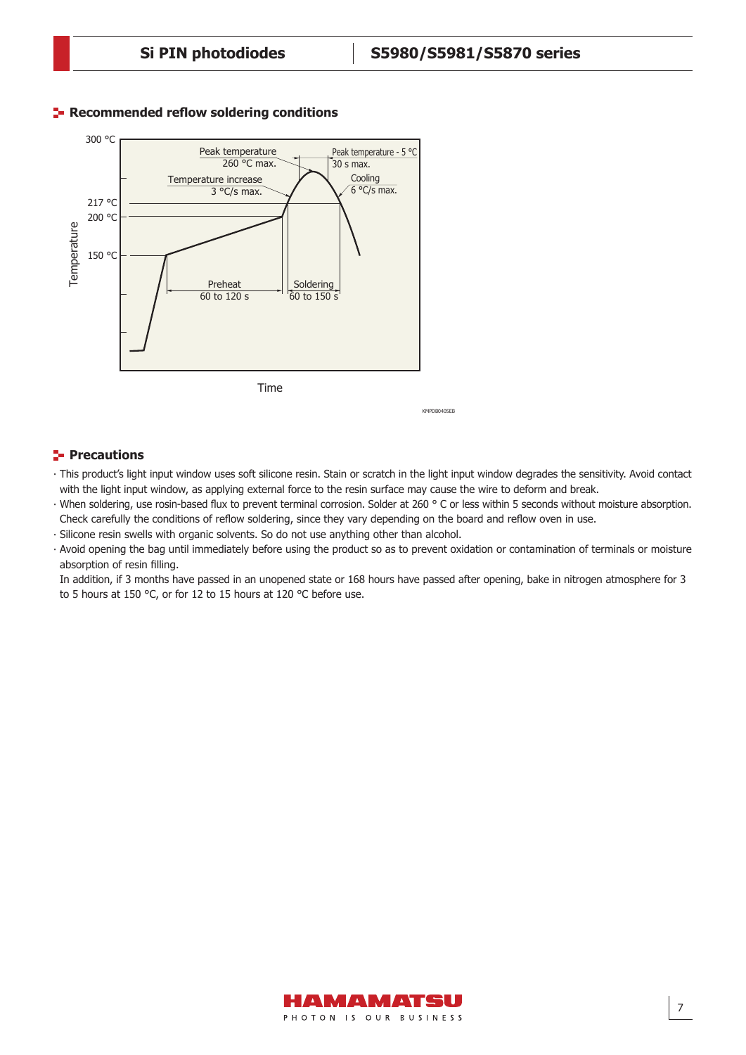## Recommended reflow soldering conditions

Peak temperature 260 °C max.

Peak temperature - 5 °C 30 s max.

Temperature increase 3 °C/s max.

Cooling 6 °C/s max.

Preheat 60 to 120 s

Soldering 60 to 150 s

Temperature: 300 °C, 217 °C, 200 °C, 150 °C

Time

KMPDB0405EB

## Precautions

- This product's light input window uses soft silicone resin. Stain or scratch in the light input window degrades the sensitivity. Avoid contact with the light input window, as applying external force to the resin surface may cause the wire to deform and break.
- When soldering, use rosin-based flux to prevent terminal corrosion. Solder at 260 ° C or less within 5 seconds without moisture absorption. Check carefully the conditions of reflow soldering, since they vary depending on the board and reflow oven in use.
- Silicone resin swells with organic solvents. So do not use anything other than alcohol.
- Avoid opening the bag until immediately before using the product so as to prevent oxidation or contamination of terminals or moisture absorption of resin filling.

  In addition, if 3 months have passed in an unopened state or 168 hours have passed after opening, bake in nitrogen atmosphere for 3 to 5 hours at 150 °C, or for 12 to 15 hours at 120 °C before use.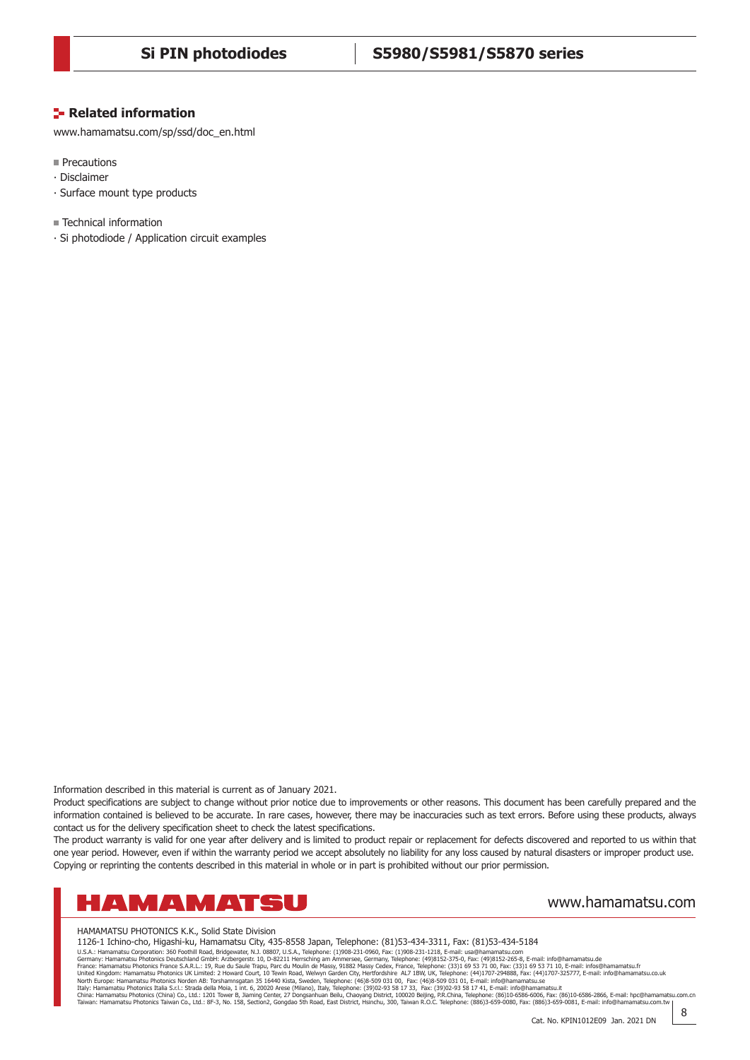## Related information

www.hamamatsu.com/sp/ssd/doc_en.html

- Precautions
- · Disclaimer
- · Surface mount type products

- Technical information
- · Si photodiode / Application circuit examples

Information described in this material is current as of January 2021.

Product specifications are subject to change without prior notice due to improvements or other reasons. This document has been carefully prepared and the information contained is believed to be accurate. In rare cases, however, there may be inaccuracies such as text errors. Before using these products, always contact us for the delivery specification sheet to check the latest specifications.

The product warranty is valid for one year after delivery and is limited to product repair or replacement for defects discovered and reported to us within that one year period. However, even if within the warranty period we accept absolutely no liability for any loss caused by natural disasters or improper product use.

Copying or reprinting the contents described in this material in whole or in part is prohibited without our prior permission.

HAMAMATSU

www.hamamatsu.com

HAMAMATSU PHOTONICS K.K., Solid State Division

1126-1 Ichino-cho, Higashi-ku, Hamamatsu City, 435-8558 Japan, Telephone: (81)53-434-3311, Fax: (81)53-434-5184

U.S.A.: Hamamatsu Corporation: 360 Foothill Road, Bridgewater, N.J. 08807, U.S.A., Telephone: (1)908-231-0960, Fax: (1)908-231-1218, E-mail: usa@hamamatsu.com
Germany: Hamamatsu Photonics Deutschland GmbH: Arzbergerstr. 10, D-82211 Herrsching am Ammersee, Germany, Telephone: (49)8152-375-0, Fax: (49)8152-265-8, E-mail: info@hamamatsu.de
France: Hamamatsu Photonics France S.A.R.L.: 19, Rue du Saule Trapu, Parc du Moulin de Massy, 91882 Massy Cedex, France, Telephone: (33)1 69 53 71 00, Fax: (33)1 69 53 71 10, E-mail: infos@hamamatsu.fr
United Kingdom: Hamamatsu Photonics UK Limited: 2 Howard Court, 10 Tewin Road, Welwyn Garden City, Hertfordshire AL7 1BW, UK, Telephone: (44)1707-294888, Fax: (44)1707-325777, E-mail: info@hamamatsu.co.uk
North Europe: Hamamatsu Photonics Norden AB: Torshamnsgatan 35 16440 Kista, Sweden, Telephone: (46)8-509 031 00, Fax: (46)8-509 031 01, E-mail: info@hamamatsu.se
Italy: Hamamatsu Photonics Italia S.r.l.: Strada della Moia, 1 int. 6, 20020 Arese (Milano), Italy, Telephone: (39)02-93 58 17 33, Fax: (39)02-93 58 17 41, E-mail: info@hamamatsu.it
China: Hamamatsu Photonics (China) Co., Ltd.: 1201 Tower B, Jiaming Center, 27 Dongsanhuan Beilu, Chaoyang District, 100020 Beijing, P.R.China, Telephone: (86)10-6586-6006, Fax: (86)10-6586-2866, E-mail: hpc@hamamatsu.com.cn
Taiwan: Hamamatsu Photonics Taiwan Co., Ltd.: 8F-3, No. 158, Section2, Gongdao 5th Road, East District, Hsinchu, 300, Taiwan R.O.C. Telephone: (886)3-659-0080, Fax: (886)3-659-0081, E-mail: info@hamamatsu.com.tw

Cat. No. KPIN1012E09 Jan. 2021 DN